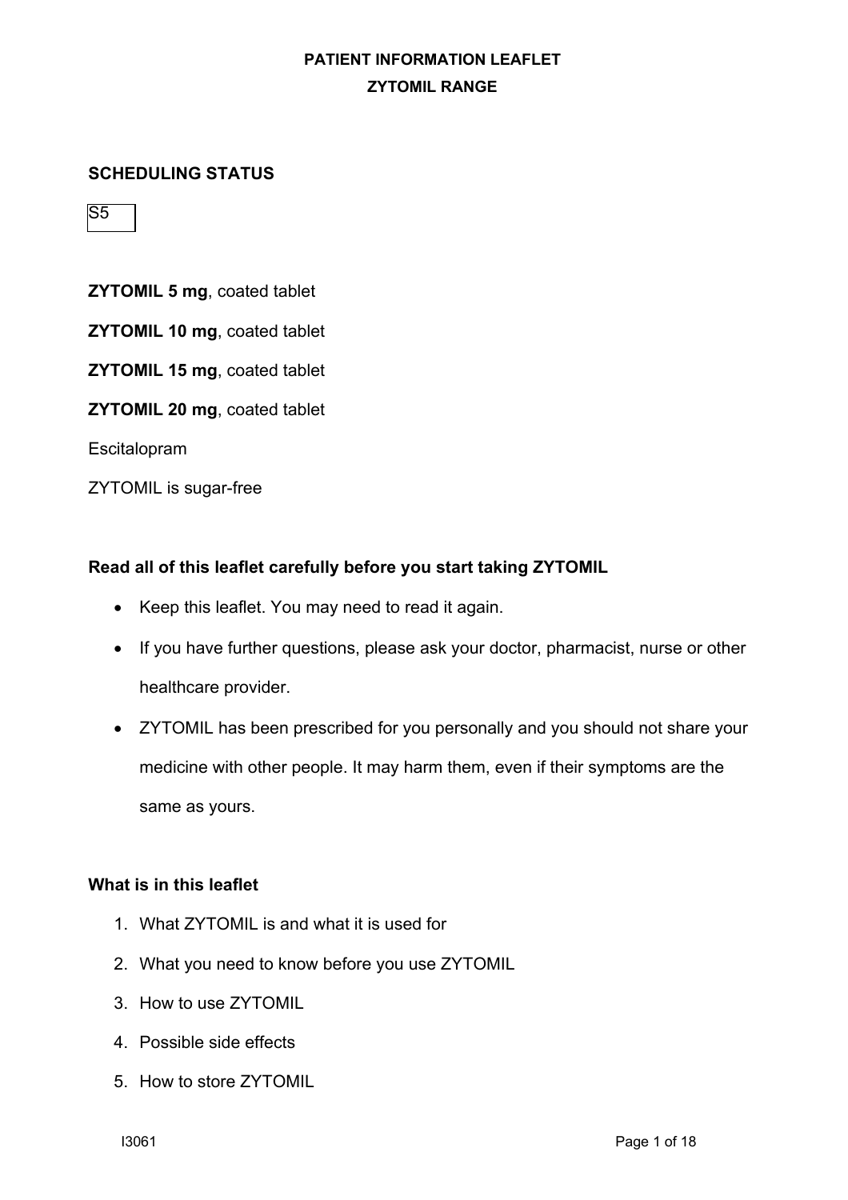# PATIENT INFORMATION LEAFLET

## ZYTOMIL RANGE

### SCHEDULING STATUS

S5

**ZYTOMIL 5 mg**, coated tablet

**ZYTOMIL 10 mg**, coated tablet

**ZYTOMIL 15 mg**, coated tablet

**ZYTOMIL 20 mg**, coated tablet

Escitalopram

ZYTOMIL is sugar-free

### Read all of this leaflet carefully before you start taking ZYTOMIL

- Keep this leaflet. You may need to read it again.
- If you have further questions, please ask your doctor, pharmacist, nurse or other healthcare provider.
- ZYTOMIL has been prescribed for you personally and you should not share your medicine with other people. It may harm them, even if their symptoms are the same as yours.

### What is in this leaflet

1. What ZYTOMIL is and what it is used for
2. What you need to know before you use ZYTOMIL
3. How to use ZYTOMIL
4. Possible side effects
5. How to store ZYTOMIL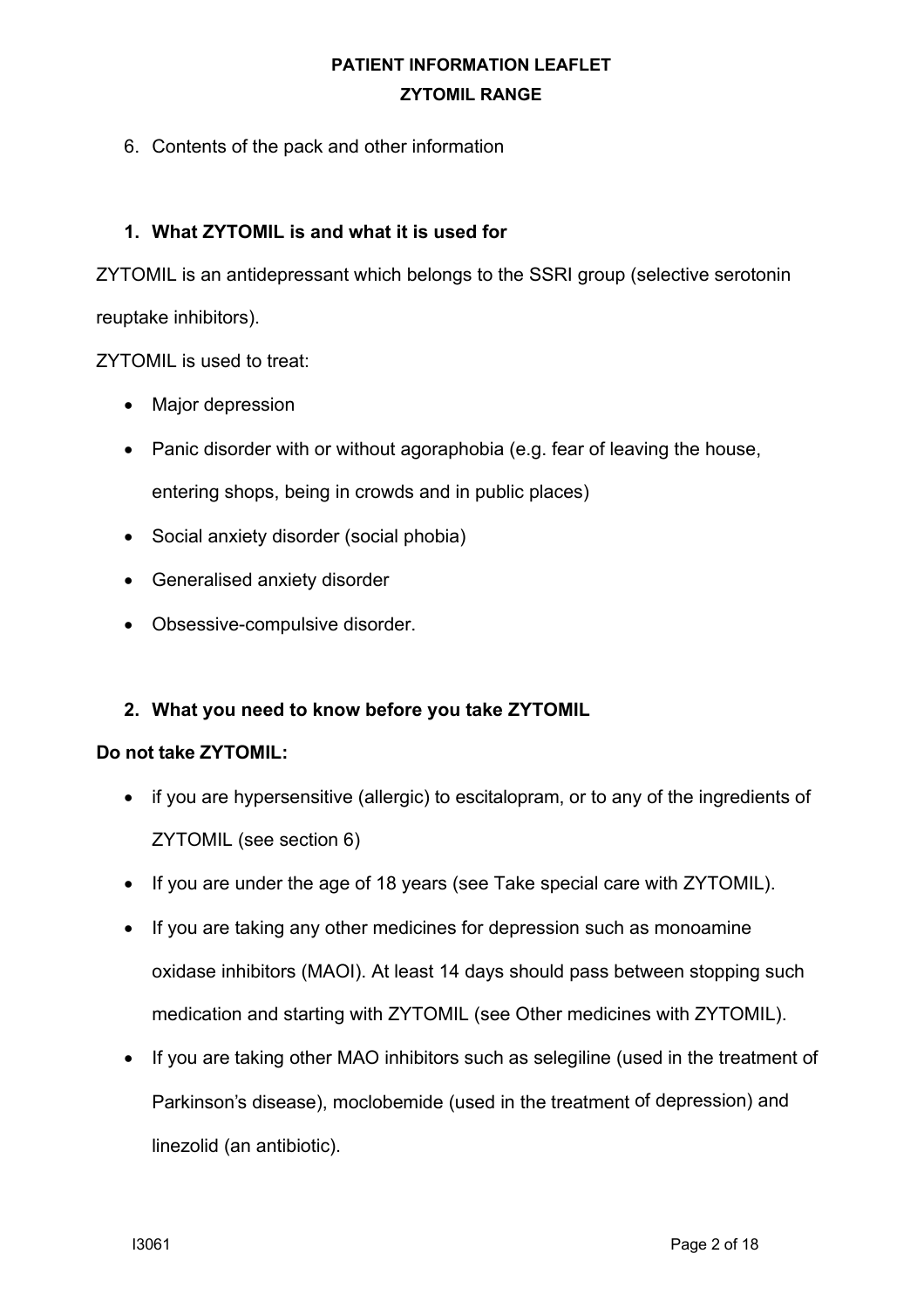6. Contents of the pack and other information

## 1. What ZYTOMIL is and what it is used for

ZYTOMIL is an antidepressant which belongs to the SSRI group (selective serotonin reuptake inhibitors).

ZYTOMIL is used to treat:

- Major depression
- Panic disorder with or without agoraphobia (e.g. fear of leaving the house, entering shops, being in crowds and in public places)
- Social anxiety disorder (social phobia)
- Generalised anxiety disorder
- Obsessive-compulsive disorder.

## 2. What you need to know before you take ZYTOMIL

**Do not take ZYTOMIL:**

- if you are hypersensitive (allergic) to escitalopram, or to any of the ingredients of ZYTOMIL (see section 6)
- If you are under the age of 18 years (see Take special care with ZYTOMIL).
- If you are taking any other medicines for depression such as monoamine oxidase inhibitors (MAOI). At least 14 days should pass between stopping such medication and starting with ZYTOMIL (see Other medicines with ZYTOMIL).
- If you are taking other MAO inhibitors such as selegiline (used in the treatment of Parkinson's disease), moclobemide (used in the treatment of depression) and linezolid (an antibiotic).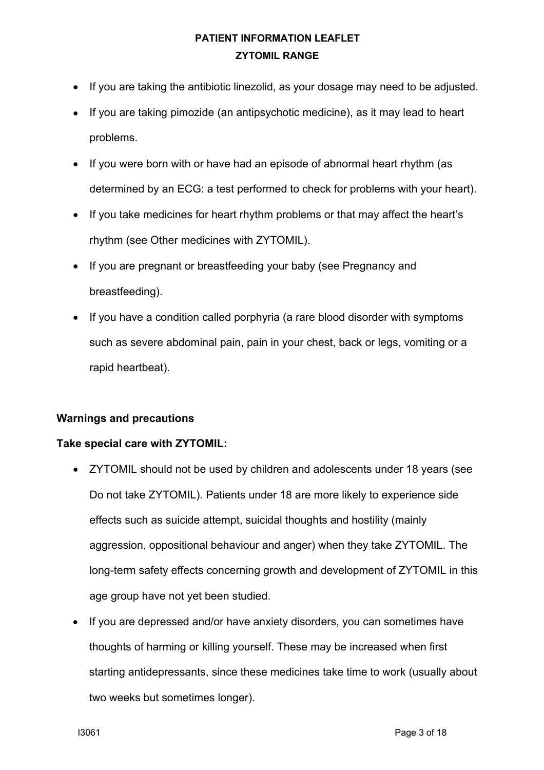- If you are taking the antibiotic linezolid, as your dosage may need to be adjusted.
- If you are taking pimozide (an antipsychotic medicine), as it may lead to heart problems.
- If you were born with or have had an episode of abnormal heart rhythm (as determined by an ECG: a test performed to check for problems with your heart).
- If you take medicines for heart rhythm problems or that may affect the heart's rhythm (see Other medicines with ZYTOMIL).
- If you are pregnant or breastfeeding your baby (see Pregnancy and breastfeeding).
- If you have a condition called porphyria (a rare blood disorder with symptoms such as severe abdominal pain, pain in your chest, back or legs, vomiting or a rapid heartbeat).

**Warnings and precautions**

**Take special care with ZYTOMIL:**

- ZYTOMIL should not be used by children and adolescents under 18 years (see Do not take ZYTOMIL). Patients under 18 are more likely to experience side effects such as suicide attempt, suicidal thoughts and hostility (mainly aggression, oppositional behaviour and anger) when they take ZYTOMIL. The long-term safety effects concerning growth and development of ZYTOMIL in this age group have not yet been studied.
- If you are depressed and/or have anxiety disorders, you can sometimes have thoughts of harming or killing yourself. These may be increased when first starting antidepressants, since these medicines take time to work (usually about two weeks but sometimes longer).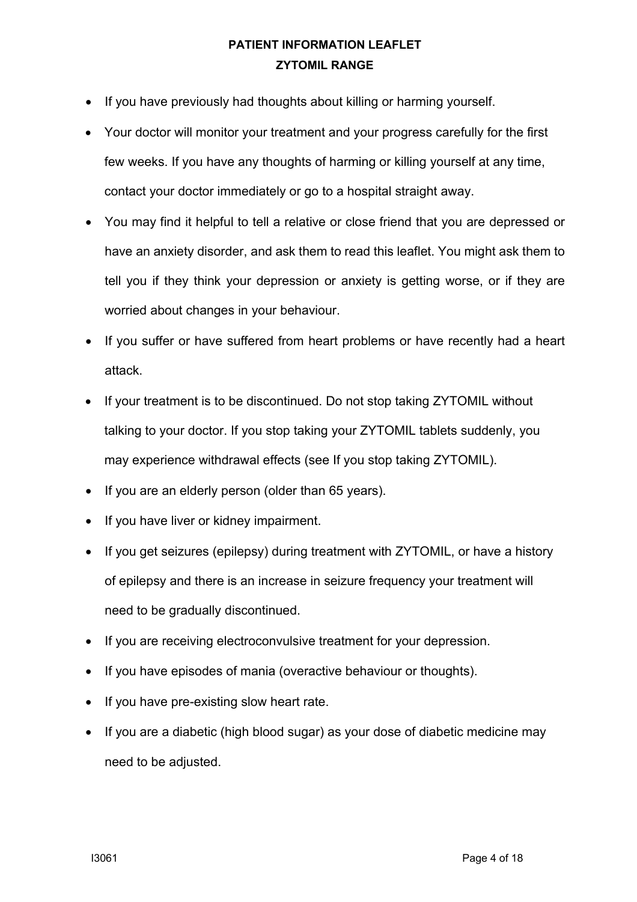- If you have previously had thoughts about killing or harming yourself.
- Your doctor will monitor your treatment and your progress carefully for the first few weeks. If you have any thoughts of harming or killing yourself at any time, contact your doctor immediately or go to a hospital straight away.
- You may find it helpful to tell a relative or close friend that you are depressed or have an anxiety disorder, and ask them to read this leaflet. You might ask them to tell you if they think your depression or anxiety is getting worse, or if they are worried about changes in your behaviour.
- If you suffer or have suffered from heart problems or have recently had a heart attack.
- If your treatment is to be discontinued. Do not stop taking ZYTOMIL without talking to your doctor. If you stop taking your ZYTOMIL tablets suddenly, you may experience withdrawal effects (see If you stop taking ZYTOMIL).
- If you are an elderly person (older than 65 years).
- If you have liver or kidney impairment.
- If you get seizures (epilepsy) during treatment with ZYTOMIL, or have a history of epilepsy and there is an increase in seizure frequency your treatment will need to be gradually discontinued.
- If you are receiving electroconvulsive treatment for your depression.
- If you have episodes of mania (overactive behaviour or thoughts).
- If you have pre-existing slow heart rate.
- If you are a diabetic (high blood sugar) as your dose of diabetic medicine may need to be adjusted.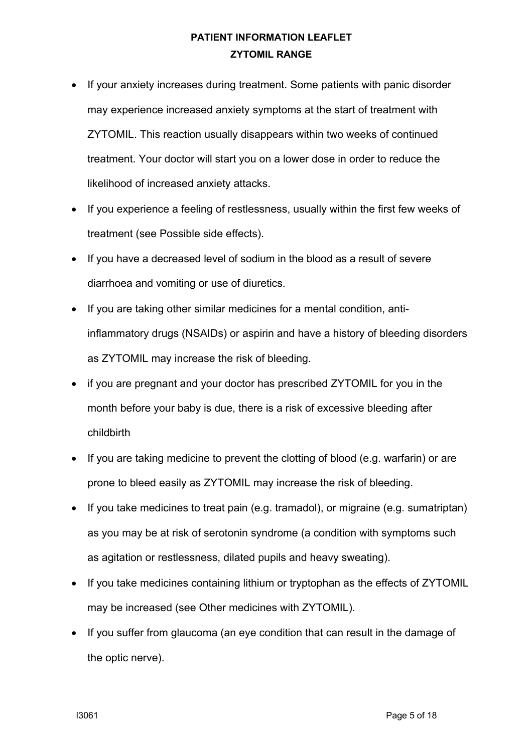- If your anxiety increases during treatment. Some patients with panic disorder may experience increased anxiety symptoms at the start of treatment with ZYTOMIL. This reaction usually disappears within two weeks of continued treatment. Your doctor will start you on a lower dose in order to reduce the likelihood of increased anxiety attacks.
- If you experience a feeling of restlessness, usually within the first few weeks of treatment (see Possible side effects).
- If you have a decreased level of sodium in the blood as a result of severe diarrhoea and vomiting or use of diuretics.
- If you are taking other similar medicines for a mental condition, anti-inflammatory drugs (NSAIDs) or aspirin and have a history of bleeding disorders as ZYTOMIL may increase the risk of bleeding.
- if you are pregnant and your doctor has prescribed ZYTOMIL for you in the month before your baby is due, there is a risk of excessive bleeding after childbirth
- If you are taking medicine to prevent the clotting of blood (e.g. warfarin) or are prone to bleed easily as ZYTOMIL may increase the risk of bleeding.
- If you take medicines to treat pain (e.g. tramadol), or migraine (e.g. sumatriptan) as you may be at risk of serotonin syndrome (a condition with symptoms such as agitation or restlessness, dilated pupils and heavy sweating).
- If you take medicines containing lithium or tryptophan as the effects of ZYTOMIL may be increased (see Other medicines with ZYTOMIL).
- If you suffer from glaucoma (an eye condition that can result in the damage of the optic nerve).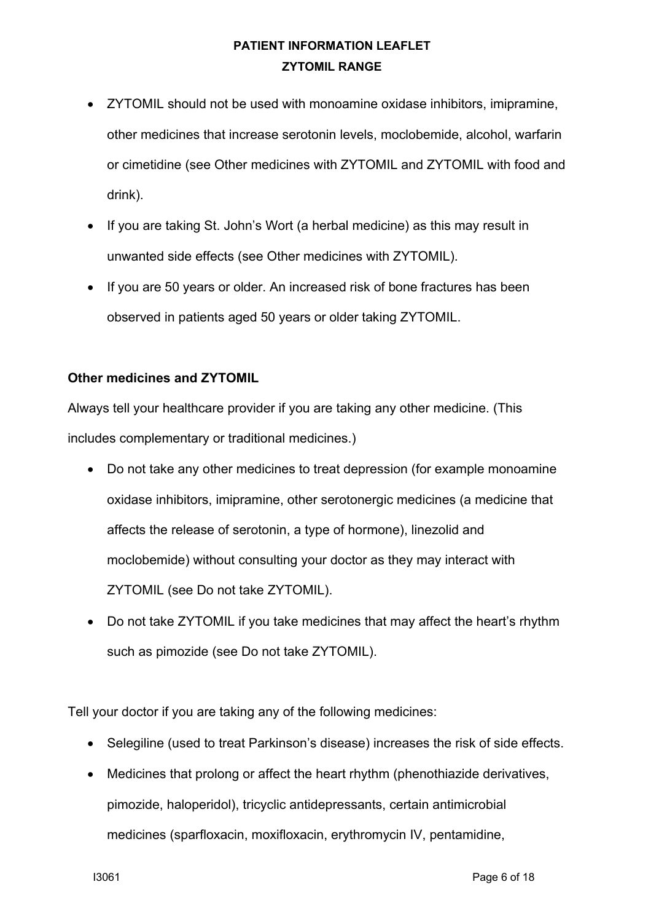- ZYTOMIL should not be used with monoamine oxidase inhibitors, imipramine, other medicines that increase serotonin levels, moclobemide, alcohol, warfarin or cimetidine (see Other medicines with ZYTOMIL and ZYTOMIL with food and drink).
- If you are taking St. John's Wort (a herbal medicine) as this may result in unwanted side effects (see Other medicines with ZYTOMIL).
- If you are 50 years or older. An increased risk of bone fractures has been observed in patients aged 50 years or older taking ZYTOMIL.

**Other medicines and ZYTOMIL**

Always tell your healthcare provider if you are taking any other medicine. (This includes complementary or traditional medicines.)

- Do not take any other medicines to treat depression (for example monoamine oxidase inhibitors, imipramine, other serotonergic medicines (a medicine that affects the release of serotonin, a type of hormone), linezolid and moclobemide) without consulting your doctor as they may interact with ZYTOMIL (see Do not take ZYTOMIL).
- Do not take ZYTOMIL if you take medicines that may affect the heart's rhythm such as pimozide (see Do not take ZYTOMIL).

Tell your doctor if you are taking any of the following medicines:

- Selegiline (used to treat Parkinson's disease) increases the risk of side effects.
- Medicines that prolong or affect the heart rhythm (phenothiazide derivatives, pimozide, haloperidol), tricyclic antidepressants, certain antimicrobial medicines (sparfloxacin, moxifloxacin, erythromycin IV, pentamidine,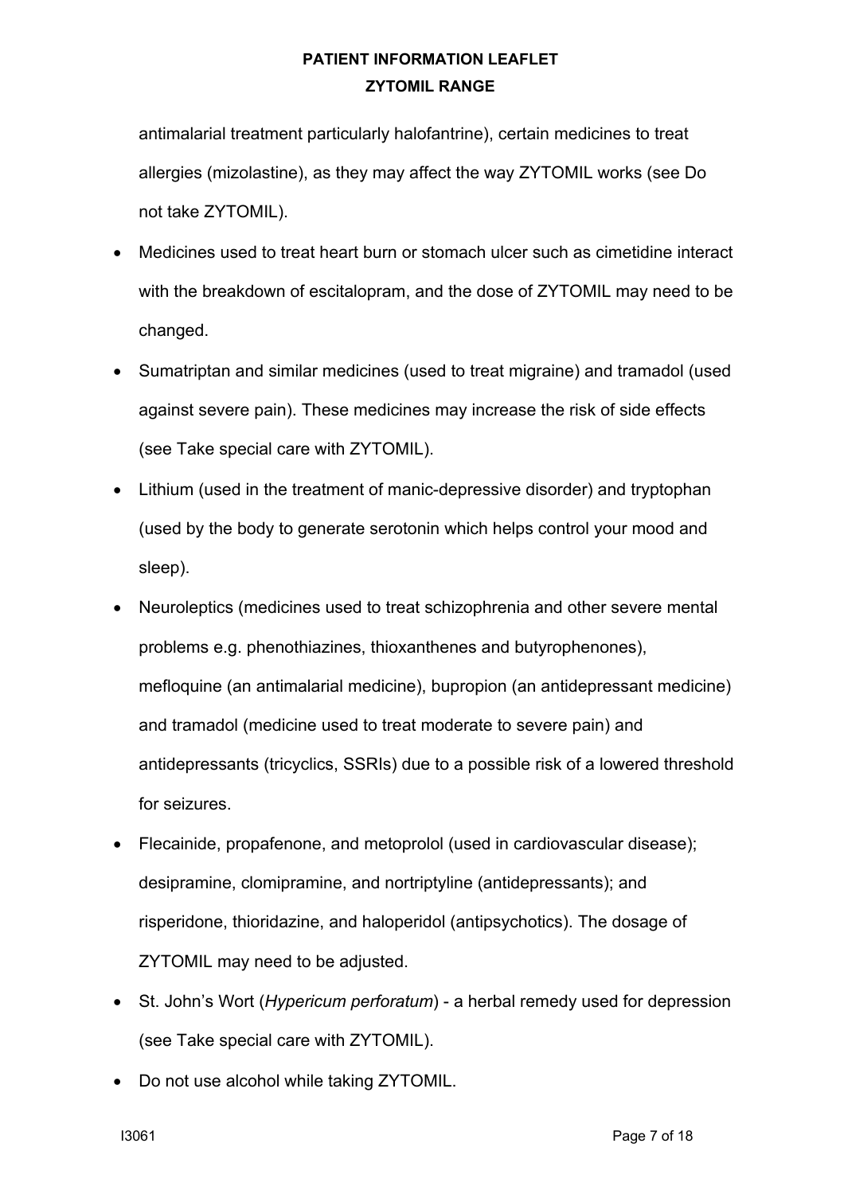antimalarial treatment particularly halofantrine), certain medicines to treat allergies (mizolastine), as they may affect the way ZYTOMIL works (see Do not take ZYTOMIL).

- Medicines used to treat heart burn or stomach ulcer such as cimetidine interact with the breakdown of escitalopram, and the dose of ZYTOMIL may need to be changed.
- Sumatriptan and similar medicines (used to treat migraine) and tramadol (used against severe pain). These medicines may increase the risk of side effects (see Take special care with ZYTOMIL).
- Lithium (used in the treatment of manic-depressive disorder) and tryptophan (used by the body to generate serotonin which helps control your mood and sleep).
- Neuroleptics (medicines used to treat schizophrenia and other severe mental problems e.g. phenothiazines, thioxanthenes and butyrophenones), mefloquine (an antimalarial medicine), bupropion (an antidepressant medicine) and tramadol (medicine used to treat moderate to severe pain) and antidepressants (tricyclics, SSRIs) due to a possible risk of a lowered threshold for seizures.
- Flecainide, propafenone, and metoprolol (used in cardiovascular disease); desipramine, clomipramine, and nortriptyline (antidepressants); and risperidone, thioridazine, and haloperidol (antipsychotics). The dosage of ZYTOMIL may need to be adjusted.
- St. John's Wort (*Hypericum perforatum*) - a herbal remedy used for depression (see Take special care with ZYTOMIL).
- Do not use alcohol while taking ZYTOMIL.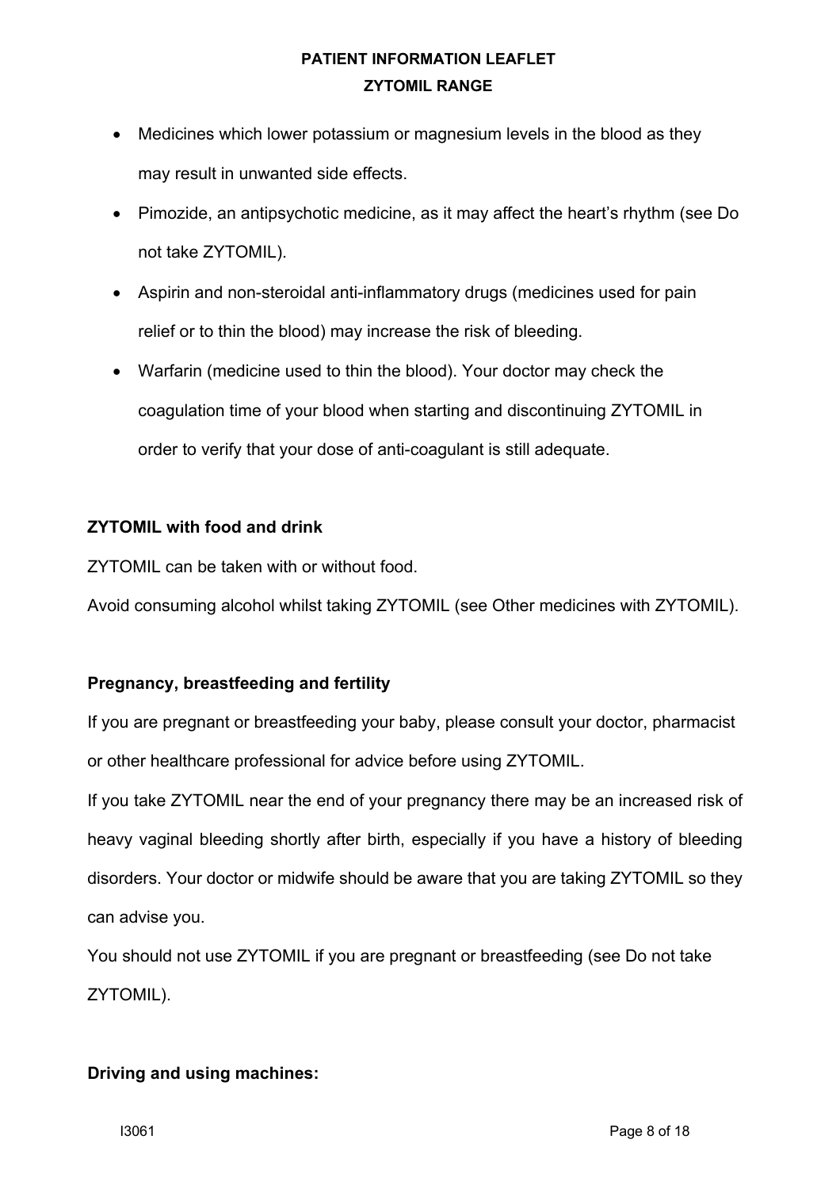- Medicines which lower potassium or magnesium levels in the blood as they may result in unwanted side effects.
- Pimozide, an antipsychotic medicine, as it may affect the heart's rhythm (see Do not take ZYTOMIL).
- Aspirin and non-steroidal anti-inflammatory drugs (medicines used for pain relief or to thin the blood) may increase the risk of bleeding.
- Warfarin (medicine used to thin the blood). Your doctor may check the coagulation time of your blood when starting and discontinuing ZYTOMIL in order to verify that your dose of anti-coagulant is still adequate.

**ZYTOMIL with food and drink**

ZYTOMIL can be taken with or without food.

Avoid consuming alcohol whilst taking ZYTOMIL (see Other medicines with ZYTOMIL).

**Pregnancy, breastfeeding and fertility**

If you are pregnant or breastfeeding your baby, please consult your doctor, pharmacist or other healthcare professional for advice before using ZYTOMIL.

If you take ZYTOMIL near the end of your pregnancy there may be an increased risk of heavy vaginal bleeding shortly after birth, especially if you have a history of bleeding disorders. Your doctor or midwife should be aware that you are taking ZYTOMIL so they can advise you.

You should not use ZYTOMIL if you are pregnant or breastfeeding (see Do not take ZYTOMIL).

**Driving and using machines:**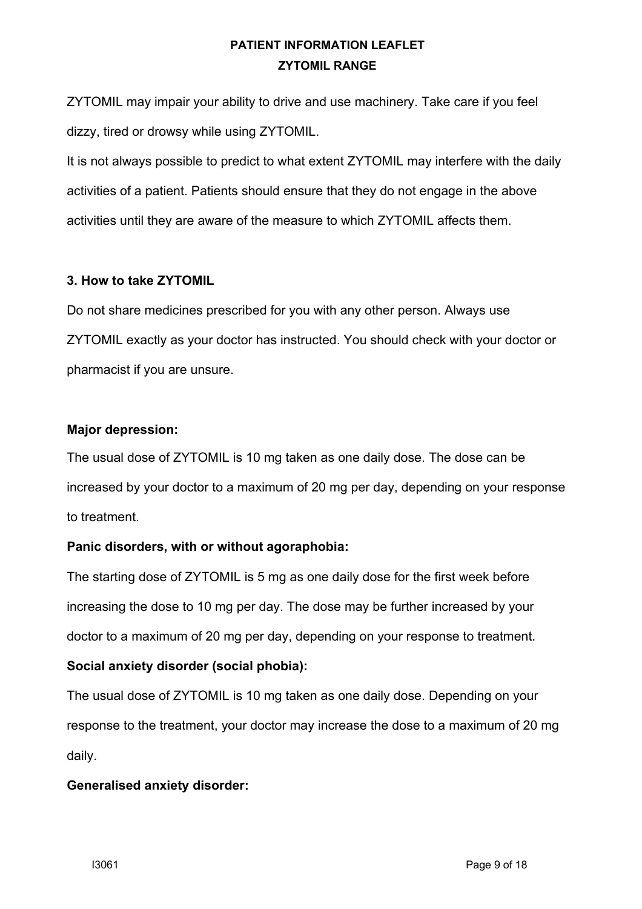ZYTOMIL may impair your ability to drive and use machinery. Take care if you feel dizzy, tired or drowsy while using ZYTOMIL.

It is not always possible to predict to what extent ZYTOMIL may interfere with the daily activities of a patient. Patients should ensure that they do not engage in the above activities until they are aware of the measure to which ZYTOMIL affects them.

### 3. How to take ZYTOMIL

Do not share medicines prescribed for you with any other person. Always use ZYTOMIL exactly as your doctor has instructed. You should check with your doctor or pharmacist if you are unsure.

**Major depression:**

The usual dose of ZYTOMIL is 10 mg taken as one daily dose. The dose can be increased by your doctor to a maximum of 20 mg per day, depending on your response to treatment.

**Panic disorders, with or without agoraphobia:**

The starting dose of ZYTOMIL is 5 mg as one daily dose for the first week before increasing the dose to 10 mg per day. The dose may be further increased by your doctor to a maximum of 20 mg per day, depending on your response to treatment.

**Social anxiety disorder (social phobia):**

The usual dose of ZYTOMIL is 10 mg taken as one daily dose. Depending on your response to the treatment, your doctor may increase the dose to a maximum of 20 mg daily.

**Generalised anxiety disorder:**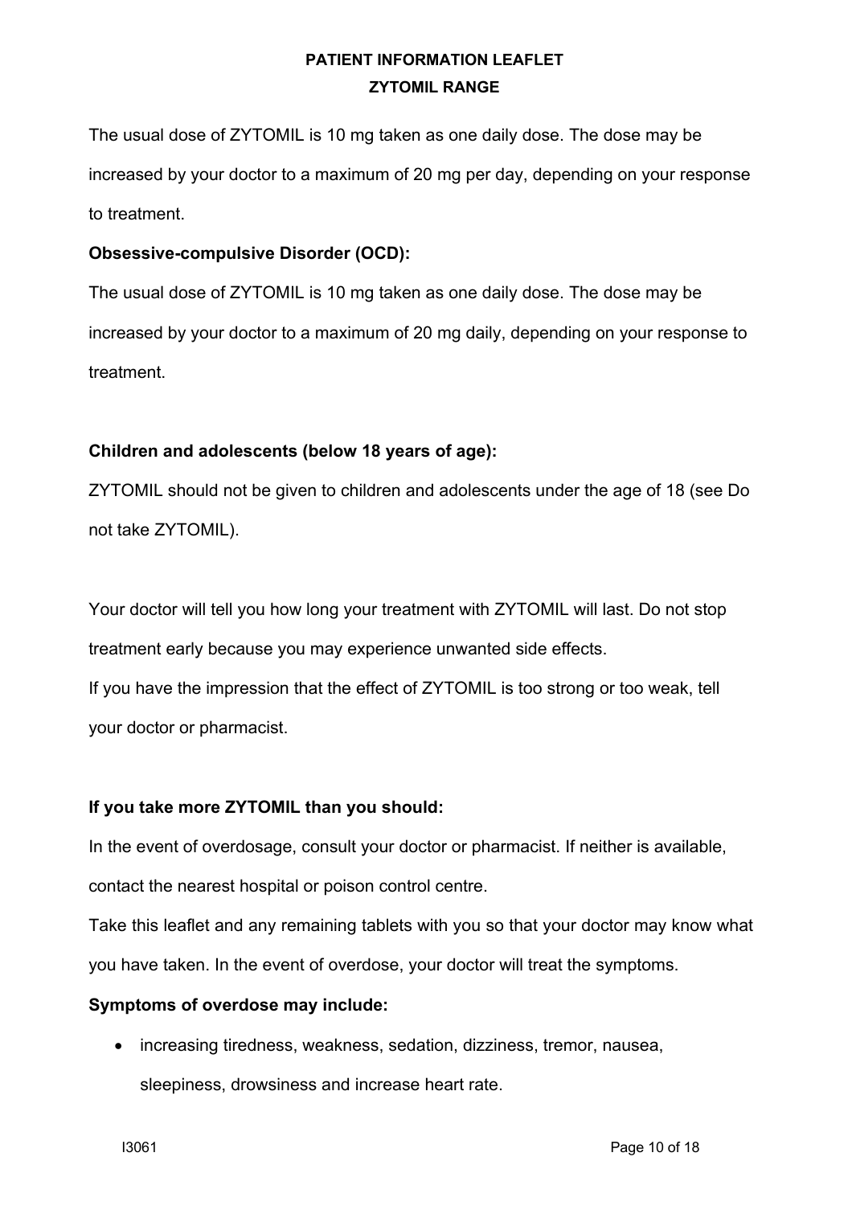The usual dose of ZYTOMIL is 10 mg taken as one daily dose. The dose may be increased by your doctor to a maximum of 20 mg per day, depending on your response to treatment.

**Obsessive-compulsive Disorder (OCD):**

The usual dose of ZYTOMIL is 10 mg taken as one daily dose. The dose may be increased by your doctor to a maximum of 20 mg daily, depending on your response to treatment.

**Children and adolescents (below 18 years of age):**

ZYTOMIL should not be given to children and adolescents under the age of 18 (see Do not take ZYTOMIL).

Your doctor will tell you how long your treatment with ZYTOMIL will last. Do not stop treatment early because you may experience unwanted side effects.

If you have the impression that the effect of ZYTOMIL is too strong or too weak, tell your doctor or pharmacist.

**If you take more ZYTOMIL than you should:**

In the event of overdosage, consult your doctor or pharmacist. If neither is available, contact the nearest hospital or poison control centre.

Take this leaflet and any remaining tablets with you so that your doctor may know what you have taken. In the event of overdose, your doctor will treat the symptoms.

**Symptoms of overdose may include:**

- increasing tiredness, weakness, sedation, dizziness, tremor, nausea, sleepiness, drowsiness and increase heart rate.

I3061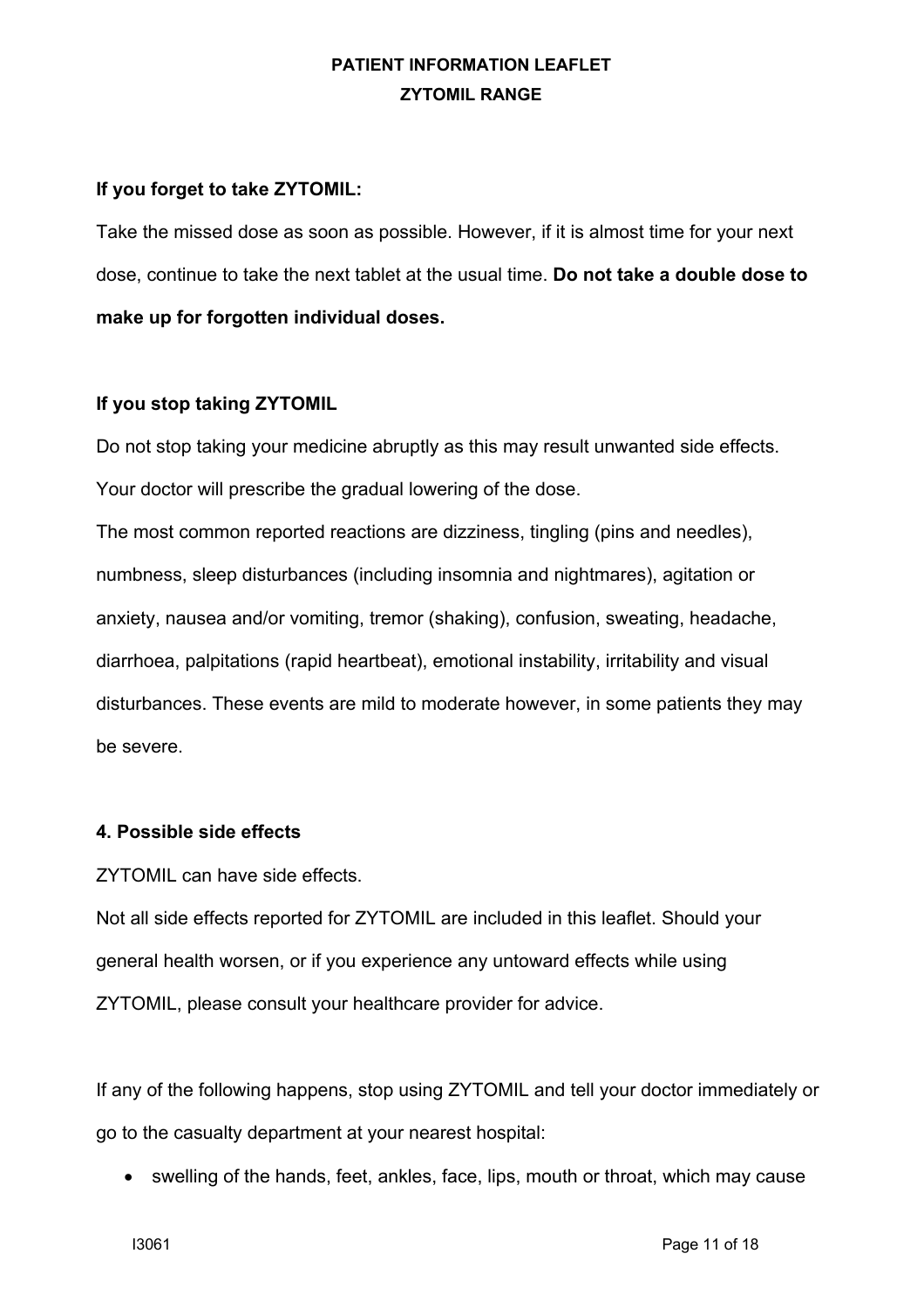**If you forget to take ZYTOMIL:**

Take the missed dose as soon as possible. However, if it is almost time for your next dose, continue to take the next tablet at the usual time. **Do not take a double dose to make up for forgotten individual doses.**

**If you stop taking ZYTOMIL**

Do not stop taking your medicine abruptly as this may result unwanted side effects. Your doctor will prescribe the gradual lowering of the dose.

The most common reported reactions are dizziness, tingling (pins and needles), numbness, sleep disturbances (including insomnia and nightmares), agitation or anxiety, nausea and/or vomiting, tremor (shaking), confusion, sweating, headache, diarrhoea, palpitations (rapid heartbeat), emotional instability, irritability and visual disturbances. These events are mild to moderate however, in some patients they may be severe.

## 4. Possible side effects

ZYTOMIL can have side effects.

Not all side effects reported for ZYTOMIL are included in this leaflet. Should your general health worsen, or if you experience any untoward effects while using ZYTOMIL, please consult your healthcare provider for advice.

If any of the following happens, stop using ZYTOMIL and tell your doctor immediately or go to the casualty department at your nearest hospital:

- swelling of the hands, feet, ankles, face, lips, mouth or throat, which may cause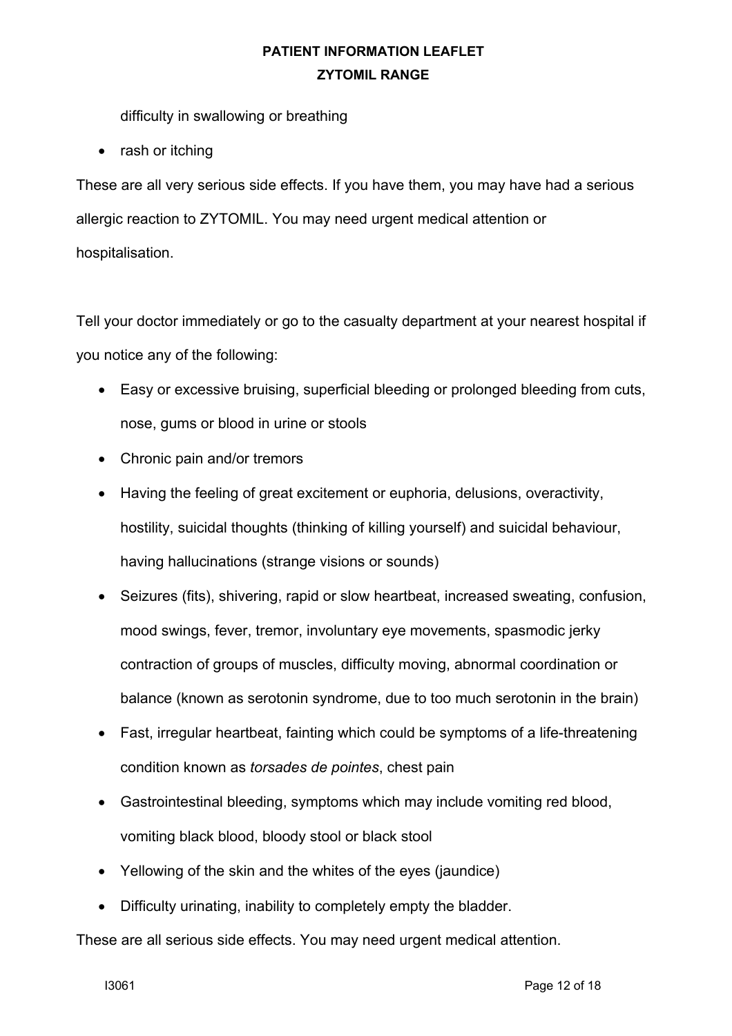difficulty in swallowing or breathing

- rash or itching

These are all very serious side effects. If you have them, you may have had a serious allergic reaction to ZYTOMIL. You may need urgent medical attention or hospitalisation.

Tell your doctor immediately or go to the casualty department at your nearest hospital if you notice any of the following:

- Easy or excessive bruising, superficial bleeding or prolonged bleeding from cuts, nose, gums or blood in urine or stools
- Chronic pain and/or tremors
- Having the feeling of great excitement or euphoria, delusions, overactivity, hostility, suicidal thoughts (thinking of killing yourself) and suicidal behaviour, having hallucinations (strange visions or sounds)
- Seizures (fits), shivering, rapid or slow heartbeat, increased sweating, confusion, mood swings, fever, tremor, involuntary eye movements, spasmodic jerky contraction of groups of muscles, difficulty moving, abnormal coordination or balance (known as serotonin syndrome, due to too much serotonin in the brain)
- Fast, irregular heartbeat, fainting which could be symptoms of a life-threatening condition known as *torsades de pointes*, chest pain
- Gastrointestinal bleeding, symptoms which may include vomiting red blood, vomiting black blood, bloody stool or black stool
- Yellowing of the skin and the whites of the eyes (jaundice)
- Difficulty urinating, inability to completely empty the bladder.

These are all serious side effects. You may need urgent medical attention.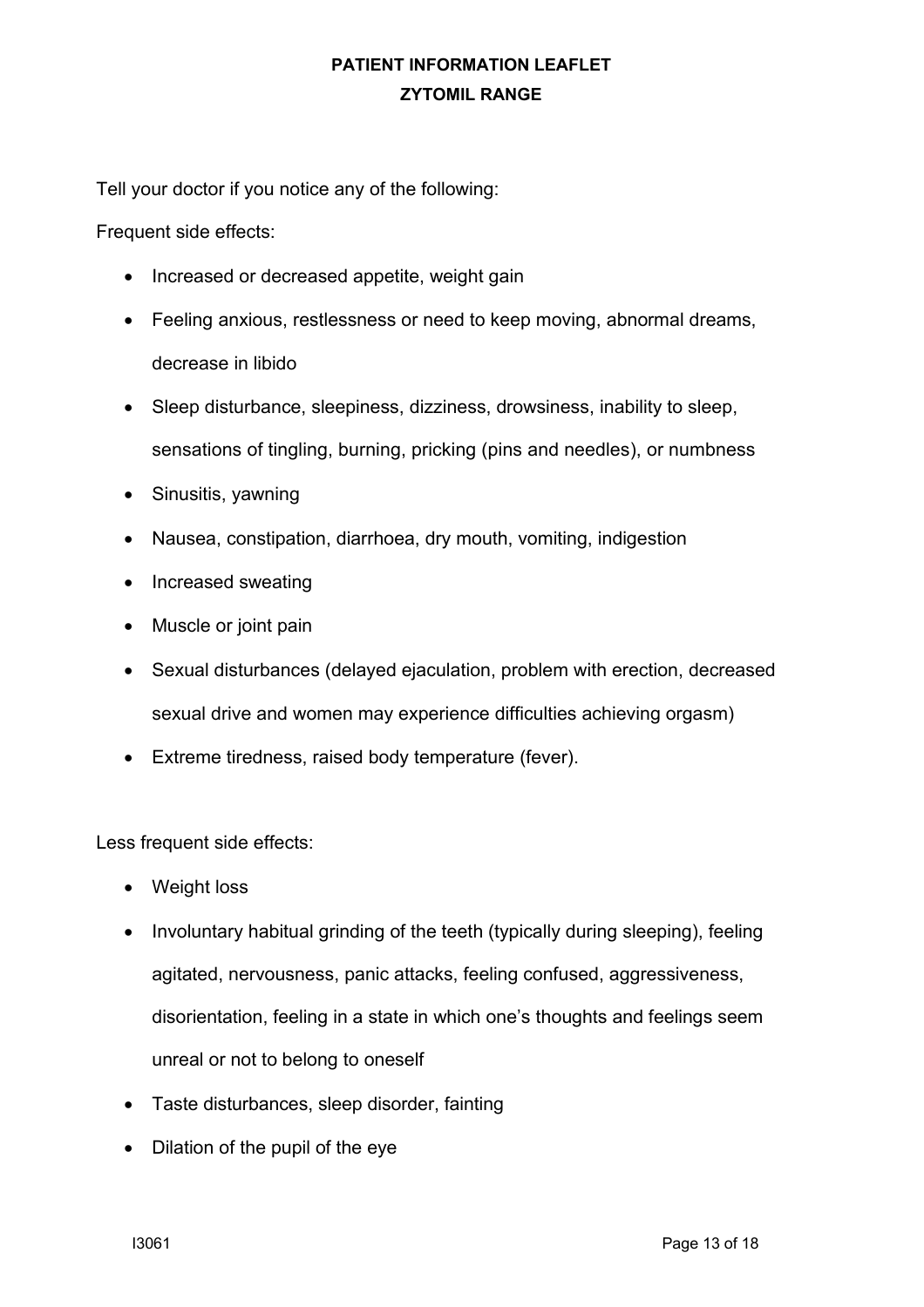Tell your doctor if you notice any of the following:

Frequent side effects:

- Increased or decreased appetite, weight gain
- Feeling anxious, restlessness or need to keep moving, abnormal dreams, decrease in libido
- Sleep disturbance, sleepiness, dizziness, drowsiness, inability to sleep, sensations of tingling, burning, pricking (pins and needles), or numbness
- Sinusitis, yawning
- Nausea, constipation, diarrhoea, dry mouth, vomiting, indigestion
- Increased sweating
- Muscle or joint pain
- Sexual disturbances (delayed ejaculation, problem with erection, decreased sexual drive and women may experience difficulties achieving orgasm)
- Extreme tiredness, raised body temperature (fever).

Less frequent side effects:

- Weight loss
- Involuntary habitual grinding of the teeth (typically during sleeping), feeling agitated, nervousness, panic attacks, feeling confused, aggressiveness, disorientation, feeling in a state in which one's thoughts and feelings seem unreal or not to belong to oneself
- Taste disturbances, sleep disorder, fainting
- Dilation of the pupil of the eye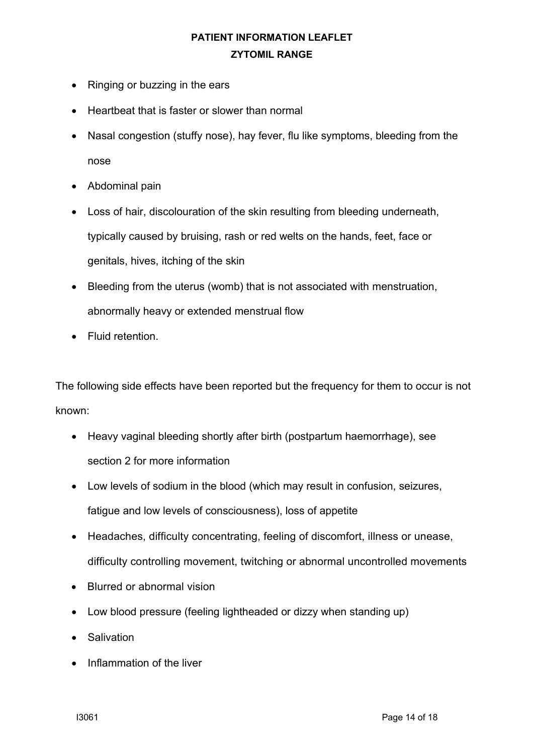- Ringing or buzzing in the ears
- Heartbeat that is faster or slower than normal
- Nasal congestion (stuffy nose), hay fever, flu like symptoms, bleeding from the nose
- Abdominal pain
- Loss of hair, discolouration of the skin resulting from bleeding underneath, typically caused by bruising, rash or red welts on the hands, feet, face or genitals, hives, itching of the skin
- Bleeding from the uterus (womb) that is not associated with menstruation, abnormally heavy or extended menstrual flow
- Fluid retention.

The following side effects have been reported but the frequency for them to occur is not known:

- Heavy vaginal bleeding shortly after birth (postpartum haemorrhage), see section 2 for more information
- Low levels of sodium in the blood (which may result in confusion, seizures, fatigue and low levels of consciousness), loss of appetite
- Headaches, difficulty concentrating, feeling of discomfort, illness or unease, difficulty controlling movement, twitching or abnormal uncontrolled movements
- Blurred or abnormal vision
- Low blood pressure (feeling lightheaded or dizzy when standing up)
- Salivation
- Inflammation of the liver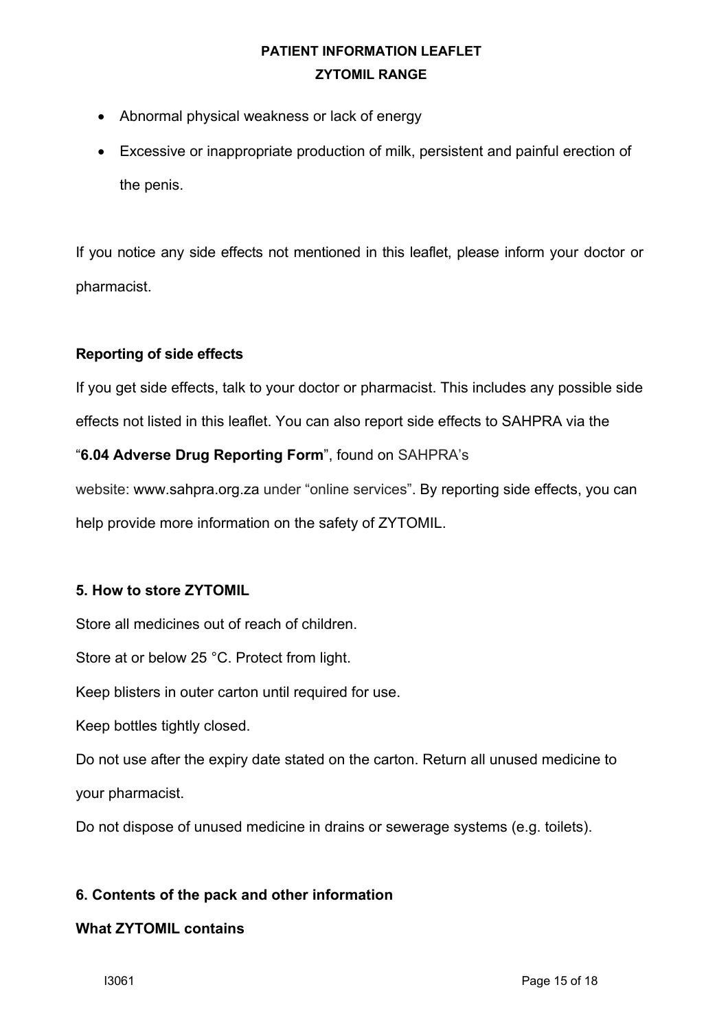- Abnormal physical weakness or lack of energy
- Excessive or inappropriate production of milk, persistent and painful erection of the penis.

If you notice any side effects not mentioned in this leaflet, please inform your doctor or pharmacist.

**Reporting of side effects**

If you get side effects, talk to your doctor or pharmacist. This includes any possible side effects not listed in this leaflet. You can also report side effects to SAHPRA via the "**6.04 Adverse Drug Reporting Form**", found on SAHPRA's website: www.sahpra.org.za under "online services". By reporting side effects, you can help provide more information on the safety of ZYTOMIL.

## 5. How to store ZYTOMIL

Store all medicines out of reach of children.

Store at or below 25 °C. Protect from light.

Keep blisters in outer carton until required for use.

Keep bottles tightly closed.

Do not use after the expiry date stated on the carton. Return all unused medicine to your pharmacist.

Do not dispose of unused medicine in drains or sewerage systems (e.g. toilets).

## 6. Contents of the pack and other information

### What ZYTOMIL contains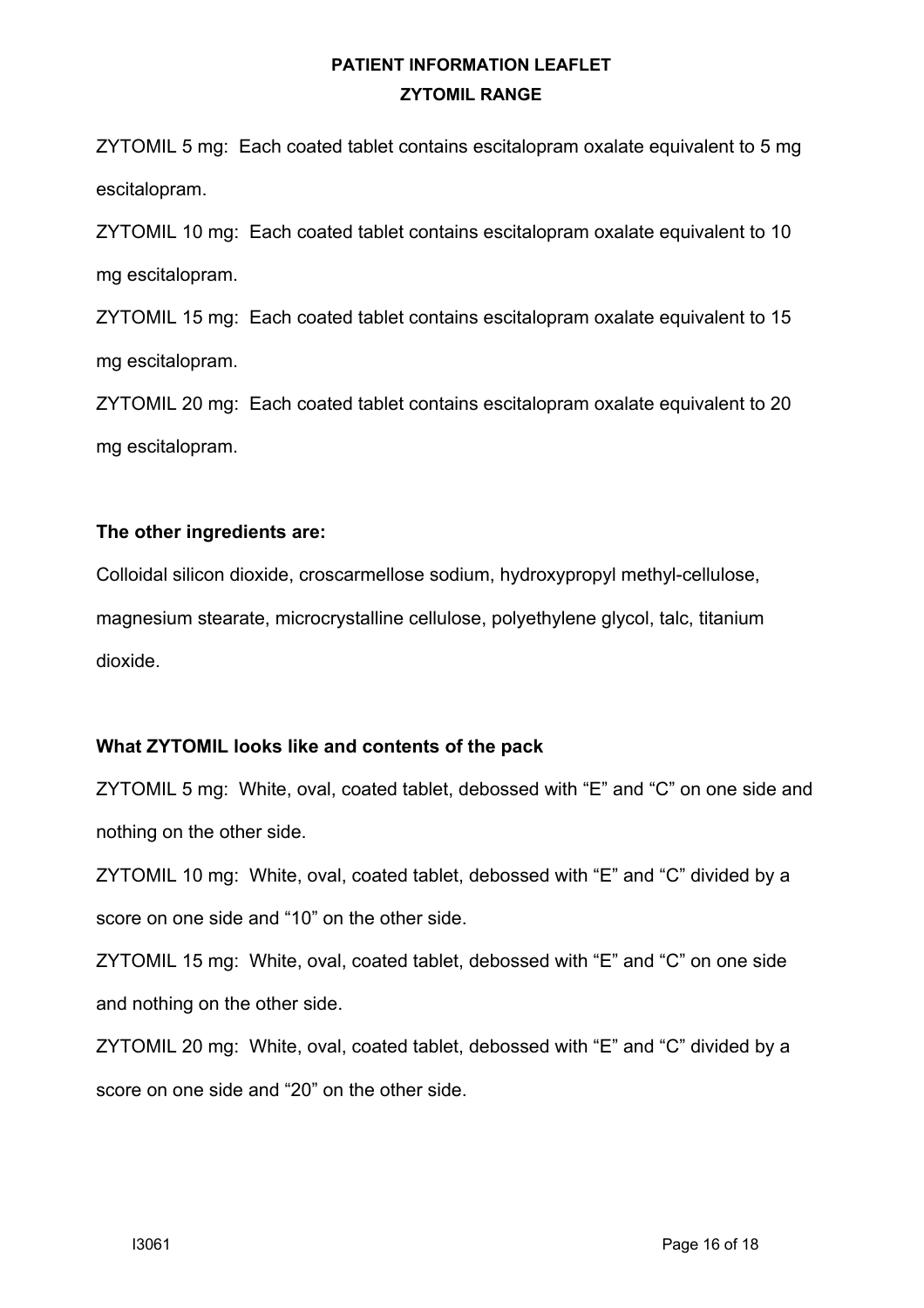ZYTOMIL 5 mg: Each coated tablet contains escitalopram oxalate equivalent to 5 mg escitalopram.

ZYTOMIL 10 mg: Each coated tablet contains escitalopram oxalate equivalent to 10 mg escitalopram.

ZYTOMIL 15 mg: Each coated tablet contains escitalopram oxalate equivalent to 15 mg escitalopram.

ZYTOMIL 20 mg: Each coated tablet contains escitalopram oxalate equivalent to 20 mg escitalopram.

**The other ingredients are:**

Colloidal silicon dioxide, croscarmellose sodium, hydroxypropyl methyl-cellulose, magnesium stearate, microcrystalline cellulose, polyethylene glycol, talc, titanium dioxide.

**What ZYTOMIL looks like and contents of the pack**

ZYTOMIL 5 mg: White, oval, coated tablet, debossed with "E" and "C" on one side and nothing on the other side.

ZYTOMIL 10 mg: White, oval, coated tablet, debossed with "E" and "C" divided by a score on one side and "10" on the other side.

ZYTOMIL 15 mg: White, oval, coated tablet, debossed with "E" and "C" on one side and nothing on the other side.

ZYTOMIL 20 mg: White, oval, coated tablet, debossed with "E" and "C" divided by a score on one side and "20" on the other side.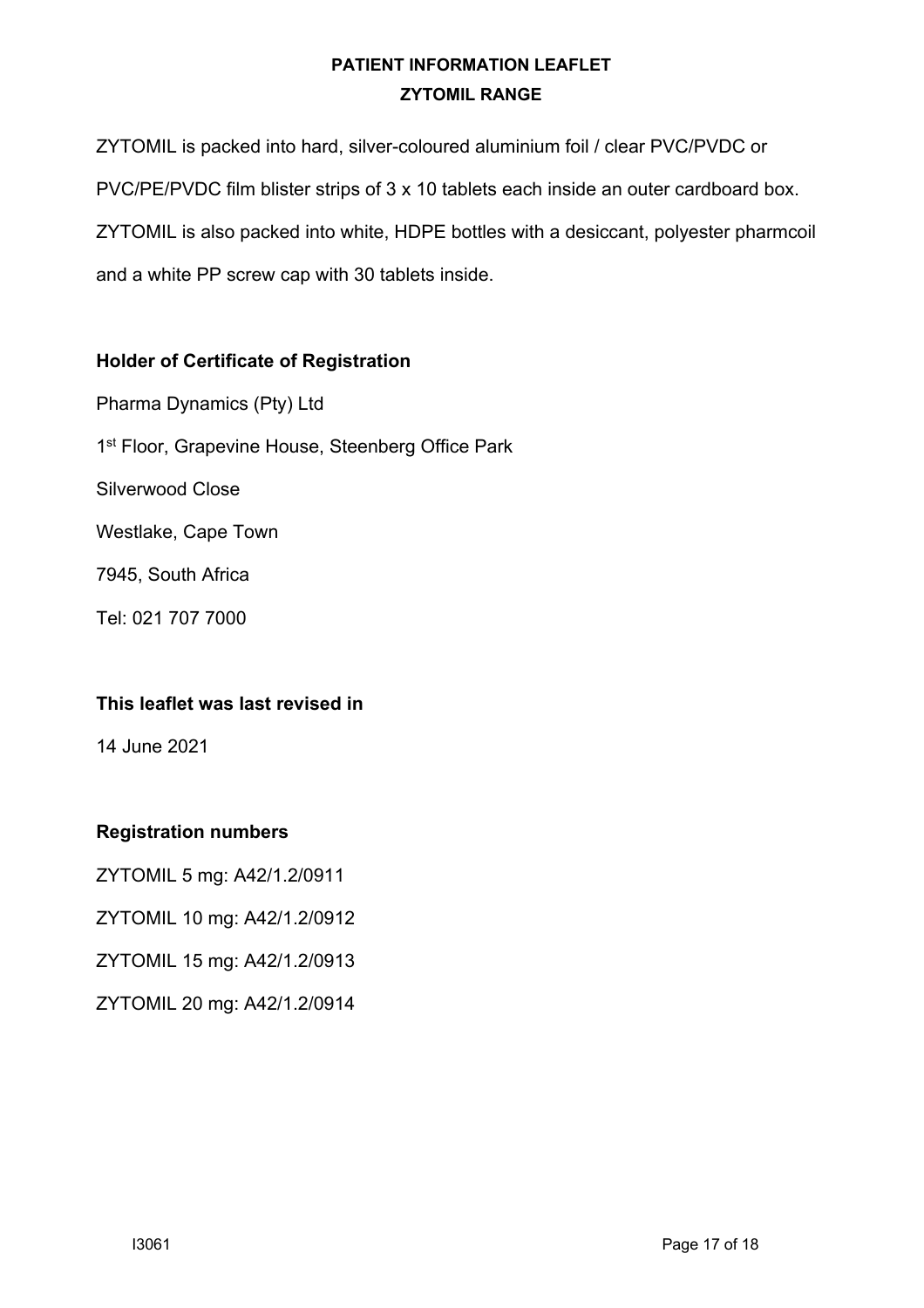ZYTOMIL is packed into hard, silver-coloured aluminium foil / clear PVC/PVDC or PVC/PE/PVDC film blister strips of 3 x 10 tablets each inside an outer cardboard box. ZYTOMIL is also packed into white, HDPE bottles with a desiccant, polyester pharmcoil and a white PP screw cap with 30 tablets inside.

**Holder of Certificate of Registration**

Pharma Dynamics (Pty) Ltd

1st Floor, Grapevine House, Steenberg Office Park

Silverwood Close

Westlake, Cape Town

7945, South Africa

Tel: 021 707 7000

**This leaflet was last revised in**

14 June 2021

**Registration numbers**

ZYTOMIL 5 mg: A42/1.2/0911

ZYTOMIL 10 mg: A42/1.2/0912

ZYTOMIL 15 mg: A42/1.2/0913

ZYTOMIL 20 mg: A42/1.2/0914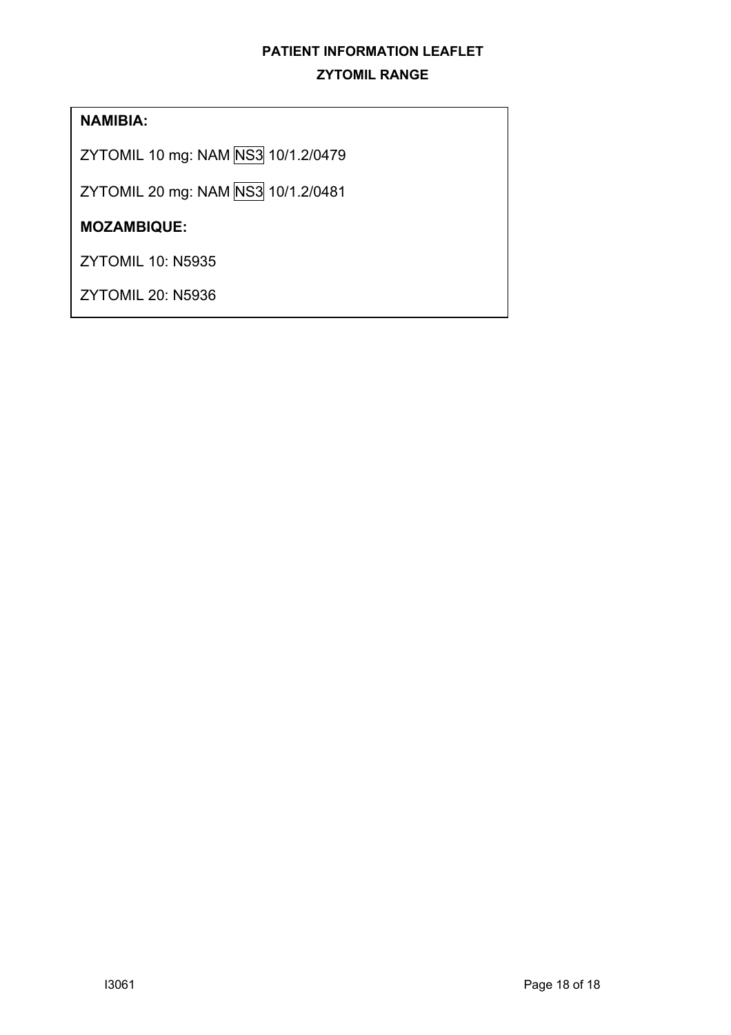**NAMIBIA:**

ZYTOMIL 10 mg: NAM NS3 10/1.2/0479

ZYTOMIL 20 mg: NAM NS3 10/1.2/0481

**MOZAMBIQUE:**

ZYTOMIL 10: N5935

ZYTOMIL 20: N5936